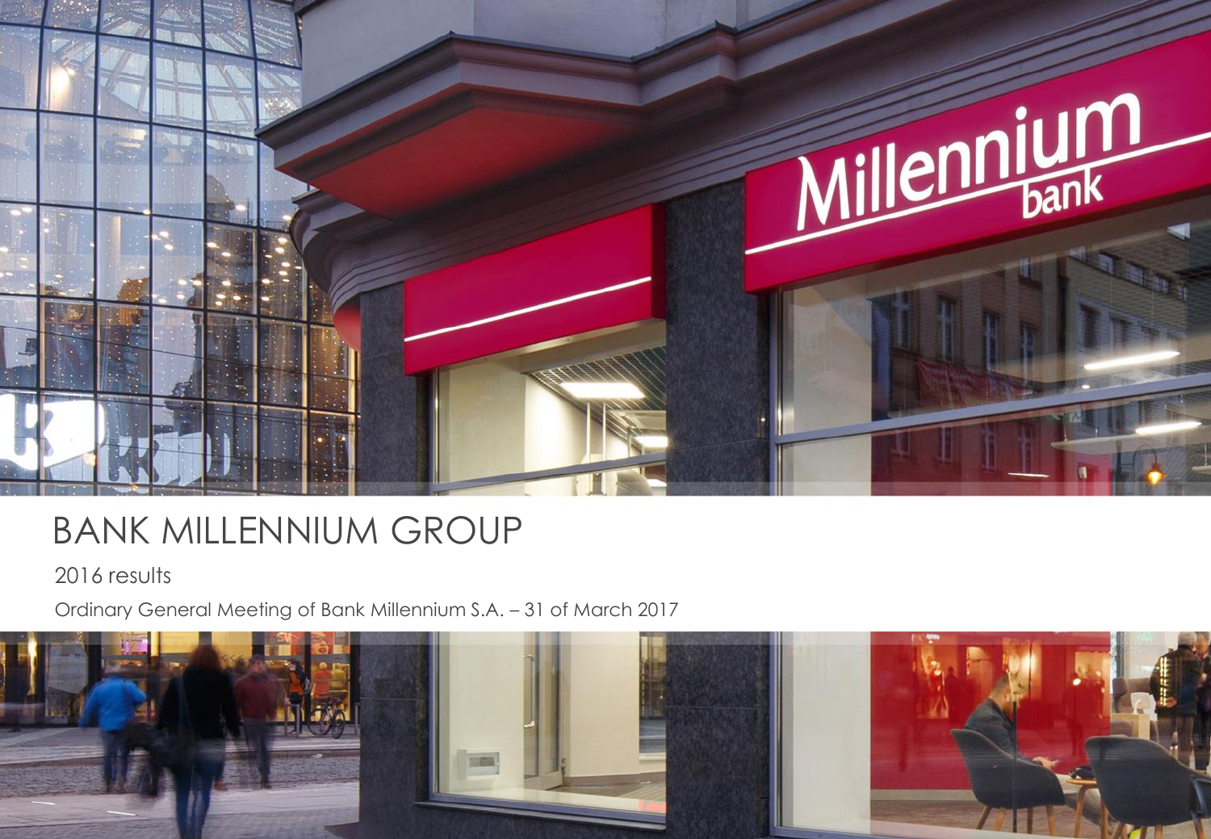# BANK MILLENNIUM GROUP

2016 results

Ordinary General Meeting of Bank Millennium S.A. – 31 of March 2017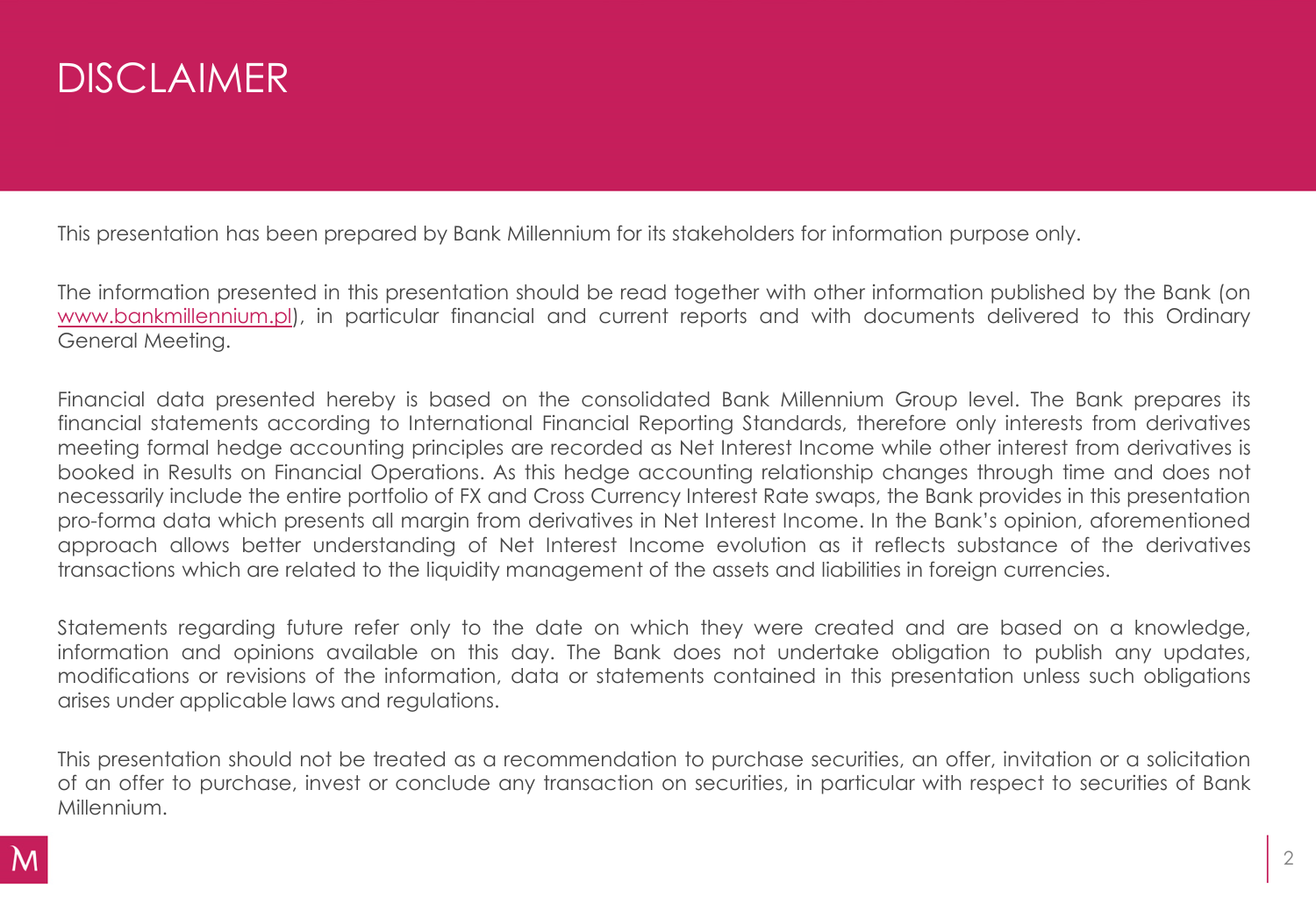# DISCLAIMER

This presentation has been prepared by Bank Millennium for its stakeholders for information purpose only.

The information presented in this presentation should be read together with other information published by the Bank (on www.bankmillennium.pl), in particular financial and current reports and with documents delivered to this Ordinary General Meeting.

Financial data presented hereby is based on the consolidated Bank Millennium Group level. The Bank prepares its financial statements according to International Financial Reporting Standards, therefore only interests from derivatives meeting formal hedge accounting principles are recorded as Net Interest Income while other interest from derivatives is booked in Results on Financial Operations. As this hedge accounting relationship changes through time and does not necessarily include the entire portfolio of FX and Cross Currency Interest Rate swaps, the Bank provides in this presentation pro-forma data which presents all margin from derivatives in Net Interest Income. In the Bank's opinion, aforementioned approach allows better understanding of Net Interest Income evolution as it reflects substance of the derivatives transactions which are related to the liquidity management of the assets and liabilities in foreign currencies.

Statements regarding future refer only to the date on which they were created and are based on a knowledge, information and opinions available on this day. The Bank does not undertake obligation to publish any updates, modifications or revisions of the information, data or statements contained in this presentation unless such obligations arises under applicable laws and regulations.

This presentation should not be treated as a recommendation to purchase securities, an offer, invitation or a solicitation of an offer to purchase, invest or conclude any transaction on securities, in particular with respect to securities of Bank Millennium.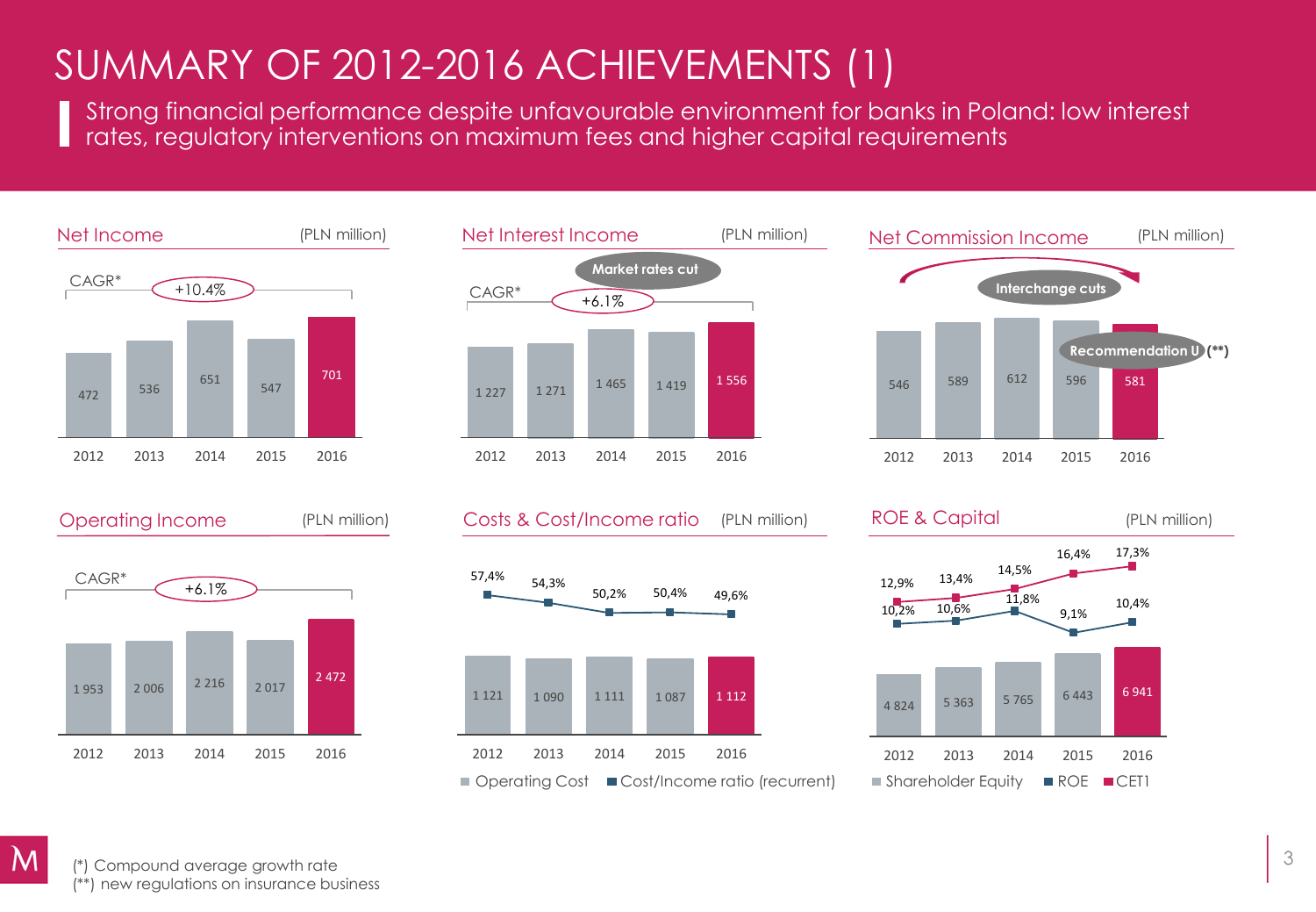# SUMMARY OF 2012-2016 ACHIEVEMENTS (1)

Strong financial performance despite unfavourable environment for banks in Poland: low interest rates, regulatory interventions on maximum fees and higher capital requirements

## Net Income (PLN million)

CAGR*: +10.4%

| 2012 | 2013 | 2014 | 2015 | 2016 |
|---|---|---|---|---|
| 472 | 536 | 651 | 547 | 701 |

## Net Interest Income (PLN million)

Market rates cut

CAGR*: +6.1%

| 2012 | 2013 | 2014 | 2015 | 2016 |
|---|---|---|---|---|
| 1 227 | 1 271 | 1 465 | 1 419 | 1 556 |

## Net Commission Income (PLN million)

Interchange cuts

Recommendation U (**)

| 2012 | 2013 | 2014 | 2015 | 2016 |
|---|---|---|---|---|
| 546 | 589 | 612 | 596 | 581 |

## Operating Income (PLN million)

CAGR*: +6.1%

| 2012 | 2013 | 2014 | 2015 | 2016 |
|---|---|---|---|---|
| 1 953 | 2 006 | 2 216 | 2 017 | 2 472 |

## Costs & Cost/Income ratio (PLN million)

| | 2012 | 2013 | 2014 | 2015 | 2016 |
|---|---|---|---|---|---|
| Operating Cost | 1 121 | 1 090 | 1 111 | 1 087 | 1 112 |
| Cost/Income ratio (recurrent) | 57,4% | 54,3% | 50,2% | 50,4% | 49,6% |

## ROE & Capital (PLN million)

| | 2012 | 2013 | 2014 | 2015 | 2016 |
|---|---|---|---|---|---|
| Shareholder Equity | 4 824 | 5 363 | 5 765 | 6 443 | 6 941 |
| ROE | 10,2% | 10,6% | 11,8% | 9,1% | 10,4% |
| CET1 | 12,9% | 13,4% | 14,5% | 16,4% | 17,3% |

(*) Compound average growth rate
(**) new regulations on insurance business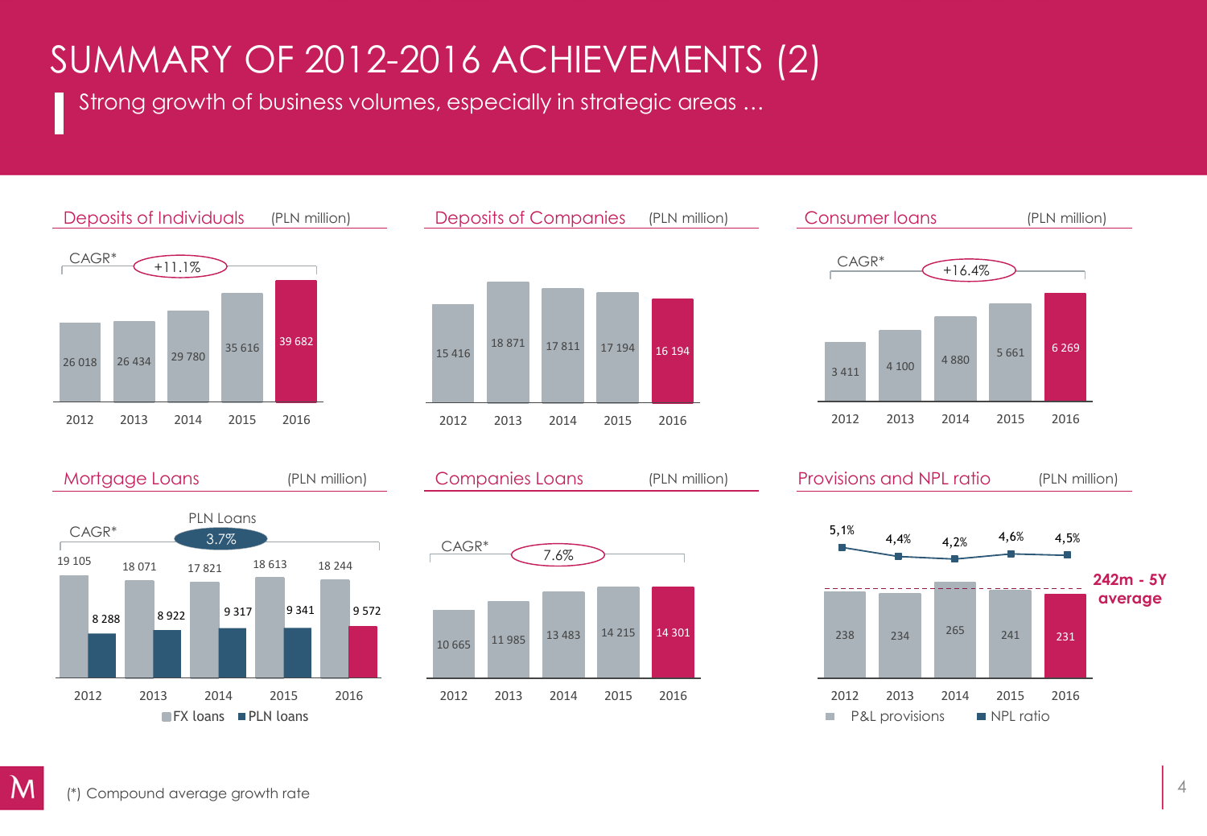# SUMMARY OF 2012-2016 ACHIEVEMENTS (2)

Strong growth of business volumes, especially in strategic areas …

## Deposits of Individuals (PLN million)

CAGR* +11.1%

| 2012 | 2013 | 2014 | 2015 | 2016 |
|---|---|---|---|---|
| 26 018 | 26 434 | 29 780 | 35 616 | 39 682 |

## Deposits of Companies (PLN million)

| 2012 | 2013 | 2014 | 2015 | 2016 |
|---|---|---|---|---|
| 15 416 | 18 871 | 17 811 | 17 194 | 16 194 |

## Consumer loans (PLN million)

CAGR* +16.4%

| 2012 | 2013 | 2014 | 2015 | 2016 |
|---|---|---|---|---|
| 3 411 | 4 100 | 4 880 | 5 661 | 6 269 |

## Mortgage Loans (PLN million)

CAGR* PLN Loans 3.7%

| | 2012 | 2013 | 2014 | 2015 | 2016 |
|---|---|---|---|---|---|
| FX loans | 19 105 | 18 071 | 17 821 | 18 613 | 18 244 |
| PLN loans | 8 288 | 8 922 | 9 317 | 9 341 | 9 572 |

## Companies Loans (PLN million)

CAGR* 7.6%

| 2012 | 2013 | 2014 | 2015 | 2016 |
|---|---|---|---|---|
| 10 665 | 11 985 | 13 483 | 14 215 | 14 301 |

## Provisions and NPL ratio (PLN million)

| | 2012 | 2013 | 2014 | 2015 | 2016 |
|---|---|---|---|---|---|
| P&L provisions | 238 | 234 | 265 | 241 | 231 |
| NPL ratio | 5,1% | 4,4% | 4,2% | 4,6% | 4,5% |

**242m - 5Y average**

(*) Compound average growth rate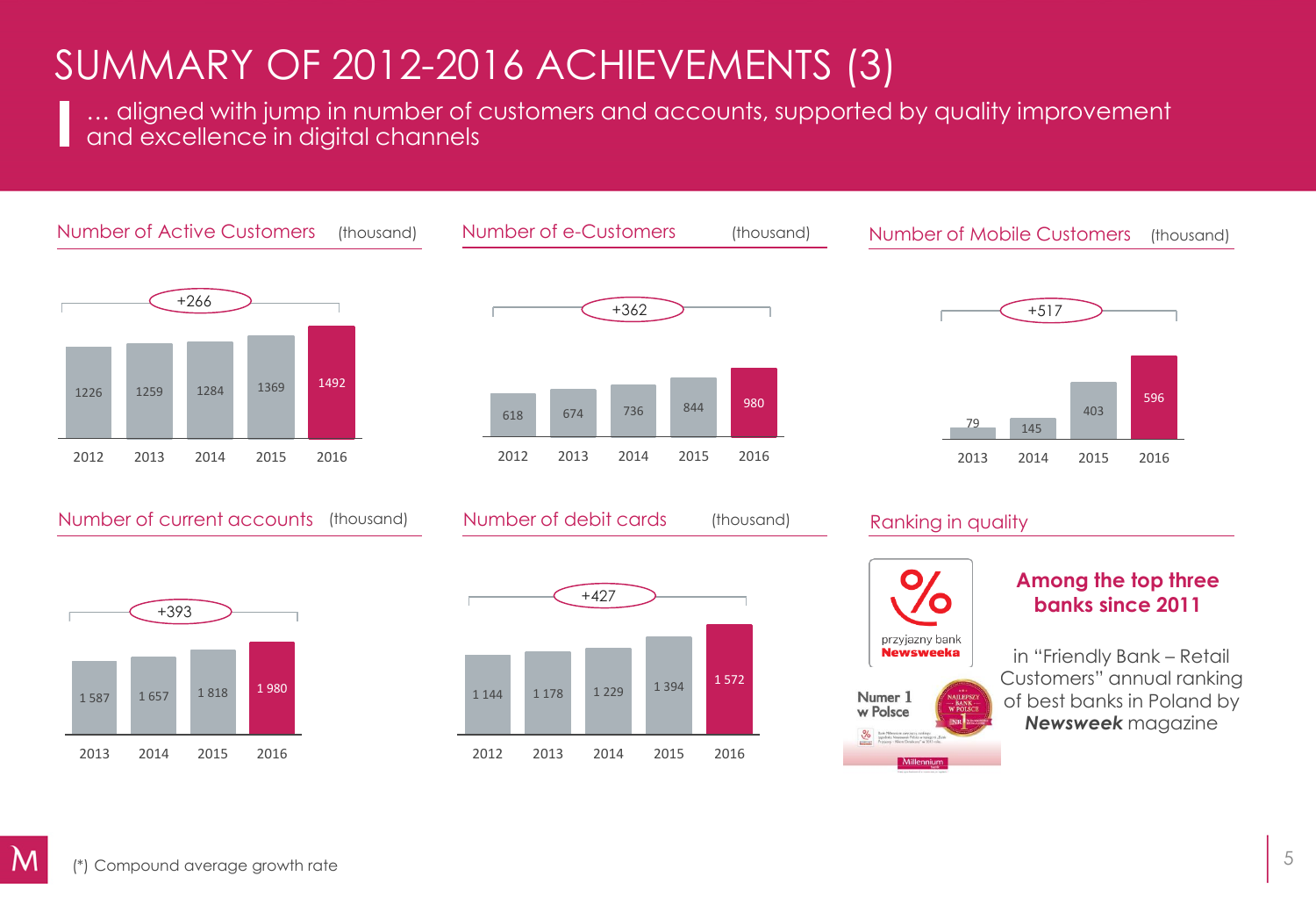# SUMMARY OF 2012-2016 ACHIEVEMENTS (3)

… aligned with jump in number of customers and accounts, supported by quality improvement and excellence in digital channels

## Number of Active Customers (thousand)

| 2012 | 2013 | 2014 | 2015 | 2016 |
|---|---|---|---|---|
| 1226 | 1259 | 1284 | 1369 | 1492 |

+266

## Number of e-Customers (thousand)

| 2012 | 2013 | 2014 | 2015 | 2016 |
|---|---|---|---|---|
| 618 | 674 | 736 | 844 | 980 |

+362

## Number of Mobile Customers (thousand)

| 2013 | 2014 | 2015 | 2016 |
|---|---|---|---|
| 79 | 145 | 403 | 596 |

+517

## Number of current accounts (thousand)

| 2013 | 2014 | 2015 | 2016 |
|---|---|---|---|
| 1 587 | 1 657 | 1 818 | 1 980 |

+393

## Number of debit cards (thousand)

| 2012 | 2013 | 2014 | 2015 | 2016 |
|---|---|---|---|---|
| 1 144 | 1 178 | 1 229 | 1 394 | 1 572 |

+427

## Ranking in quality

przyjazny bank **Newsweeka**

Numer 1 w Polsce

**Among the top three banks since 2011**

in "Friendly Bank – Retail Customers" annual ranking of best banks in Poland by ***Newsweek*** magazine

(*) Compound average growth rate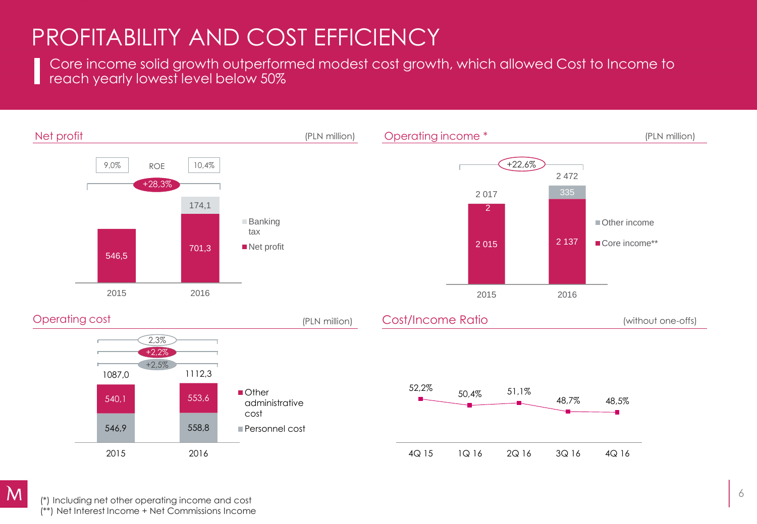# PROFITABILITY AND COST EFFICIENCY

Core income solid growth outperformed modest cost growth, which allowed Cost to Income to reach yearly lowest level below 50%

## Net profit

(PLN million)

| | 2015 | 2016 |
| --- | --- | --- |
| ROE | 9,0% | 10,4% |
| Net profit | 546,5 | 701,3 |
| Banking tax | | 174,1 |

+28,3%

## Operating income *

(PLN million)

| | 2015 | 2016 |
| --- | --- | --- |
| Core income** | 2 015 | 2 137 |
| Other income | 2 | 335 |
| Total | 2 017 | 2 472 |

+22,6%

## Operating cost

(PLN million)

| | 2015 | 2016 | Change |
| --- | --- | --- | --- |
| Other administrative cost | 540,1 | 553,6 | +2,2% |
| Personnel cost | 546,9 | 558,8 | +2,5% |
| Total | 1087,0 | 1112,3 | 2,3% |

## Cost/Income Ratio

(without one-offs)

| 4Q 15 | 1Q 16 | 2Q 16 | 3Q 16 | 4Q 16 |
| --- | --- | --- | --- | --- |
| 52,2% | 50,4% | 51,1% | 48,7% | 48,5% |

(*) Including net other operating income and cost
(**) Net Interest Income + Net Commissions Income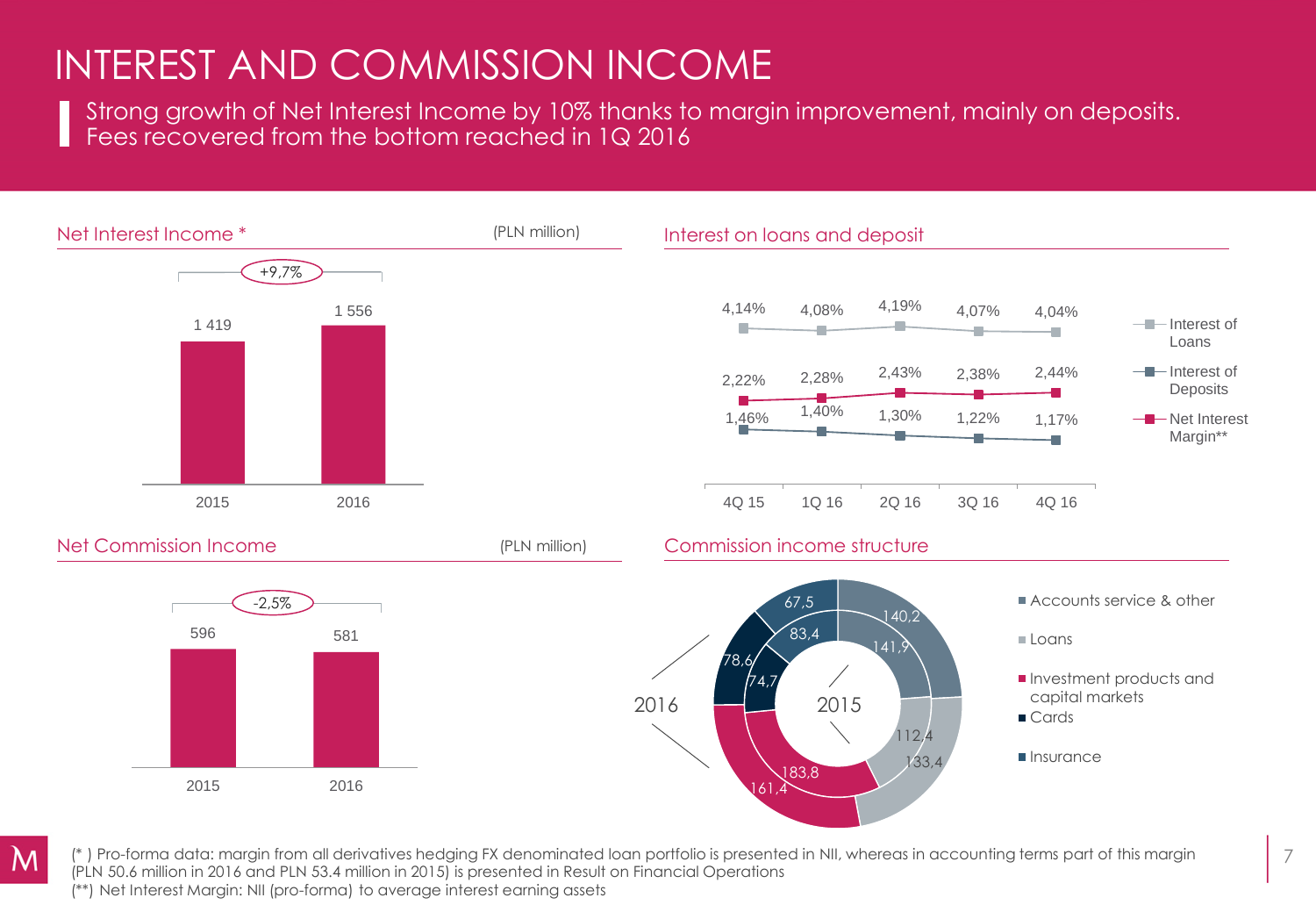# INTEREST AND COMMISSION INCOME

Strong growth of Net Interest Income by 10% thanks to margin improvement, mainly on deposits. Fees recovered from the bottom reached in 1Q 2016

## Net Interest Income *

(PLN million)

| | 2015 | 2016 |
|---|---|---|
| Net Interest Income | 1 419 | 1 556 |

+9,7%

## Interest on loans and deposit

| | 4Q 15 | 1Q 16 | 2Q 16 | 3Q 16 | 4Q 16 |
|---|---|---|---|---|---|
| Interest of Loans | 4,14% | 4,08% | 4,19% | 4,07% | 4,04% |
| Net Interest Margin** | 2,22% | 2,28% | 2,43% | 2,38% | 2,44% |
| Interest of Deposits | 1,46% | 1,40% | 1,30% | 1,22% | 1,17% |

## Net Commission Income

(PLN million)

| | 2015 | 2016 |
|---|---|---|
| Net Commission Income | 596 | 581 |

-2,5%

## Commission income structure

| | 2015 | 2016 |
|---|---|---|
| Accounts service & other | 141,9 | 140,2 |
| Loans | 112,4 | 133,4 |
| Investment products and capital markets | 183,8 | 161,4 |
| Cards | 74,7 | 78,6 |
| Insurance | 83,4 | 67,5 |

(* ) Pro-forma data: margin from all derivatives hedging FX denominated loan portfolio is presented in NII, whereas in accounting terms part of this margin (PLN 50.6 million in 2016 and PLN 53.4 million in 2015) is presented in Result on Financial Operations

(**) Net Interest Margin: NII (pro-forma) to average interest earning assets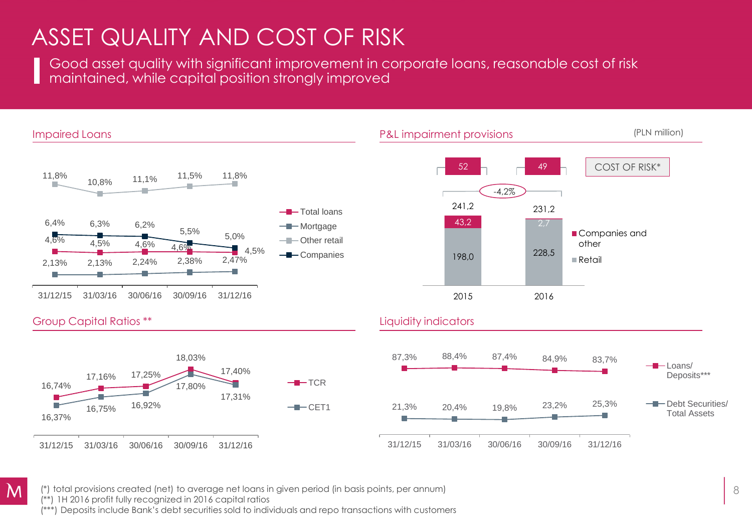# ASSET QUALITY AND COST OF RISK

Good asset quality with significant improvement in corporate loans, reasonable cost of risk maintained, while capital position strongly improved

## Impaired Loans

| | 31/12/15 | 31/03/16 | 30/06/16 | 30/09/16 | 31/12/16 |
|---|---|---|---|---|---|
| Total loans | 4,6% | 4,5% | 4,6% | 4,6% | 4,5% |
| Mortgage | 2,13% | 2,13% | 2,24% | 2,38% | 2,47% |
| Other retail | 11,8% | 10,8% | 11,1% | 11,5% | 11,8% |
| Companies | 6,4% | 6,3% | 6,2% | 5,5% | 5,0% |

## P&L impairment provisions

(PLN million)

| | 2015 | 2016 |
|---|---|---|
| Companies and other | 43,2 | 2,7 |
| Retail | 198,0 | 228,5 |
| Total | 241,2 | 231,2 |
| COST OF RISK* | 52 | 49 |

Change: -4,2%

## Group Capital Ratios **

| | 31/12/15 | 31/03/16 | 30/06/16 | 30/09/16 | 31/12/16 |
|---|---|---|---|---|---|
| TCR | 16,74% | 17,16% | 17,25% | 18,03% | 17,40% |
| CET1 | 16,37% | 16,75% | 16,92% | 17,80% | 17,31% |

## Liquidity indicators

| | 31/12/15 | 31/03/16 | 30/06/16 | 30/09/16 | 31/12/16 |
|---|---|---|---|---|---|
| Loans/ Deposits*** | 87,3% | 88,4% | 87,4% | 84,9% | 83,7% |
| Debt Securities/ Total Assets | 21,3% | 20,4% | 19,8% | 23,2% | 25,3% |

(*) total provisions created (net) to average net loans in given period (in basis points, per annum)
(**) 1H 2016 profit fully recognized in 2016 capital ratios
(***) Deposits include Bank's debt securities sold to individuals and repo transactions with customers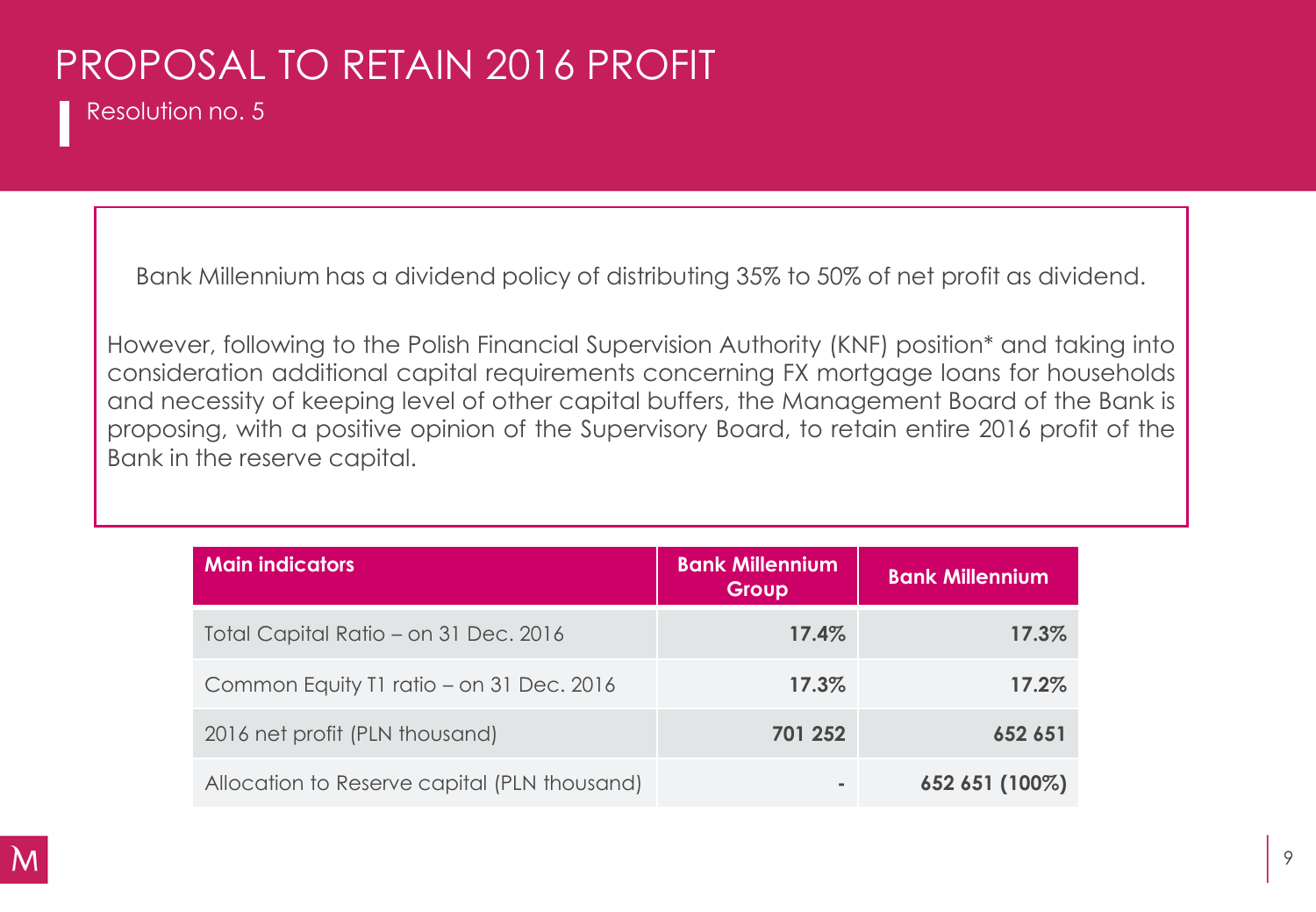# PROPOSAL TO RETAIN 2016 PROFIT

## Resolution no. 5

Bank Millennium has a dividend policy of distributing 35% to 50% of net profit as dividend.

However, following to the Polish Financial Supervision Authority (KNF) position* and taking into consideration additional capital requirements concerning FX mortgage loans for households and necessity of keeping level of other capital buffers, the Management Board of the Bank is proposing, with a positive opinion of the Supervisory Board, to retain entire 2016 profit of the Bank in the reserve capital.

| Main indicators | Bank Millennium Group | Bank Millennium |
|---|---|---|
| Total Capital Ratio – on 31 Dec. 2016 | **17.4%** | **17.3%** |
| Common Equity T1 ratio – on 31 Dec. 2016 | **17.3%** | **17.2%** |
| 2016 net profit (PLN thousand) | **701 252** | **652 651** |
| Allocation to Reserve capital (PLN thousand) | - | **652 651 (100%)** |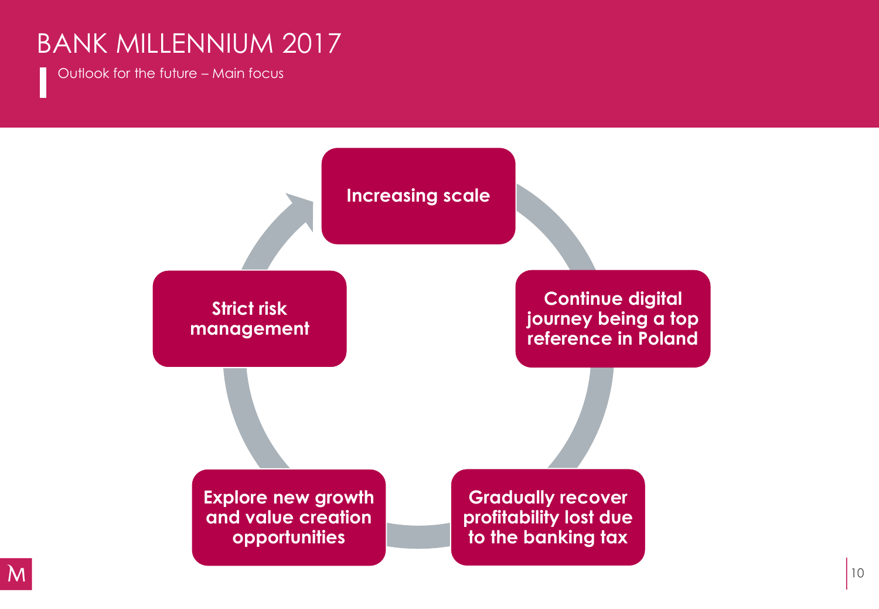# BANK MILLENNIUM 2017

Outlook for the future – Main focus

Increasing scale

Continue digital journey being a top reference in Poland

Gradually recover profitability lost due to the banking tax

Explore new growth and value creation opportunities

Strict risk management